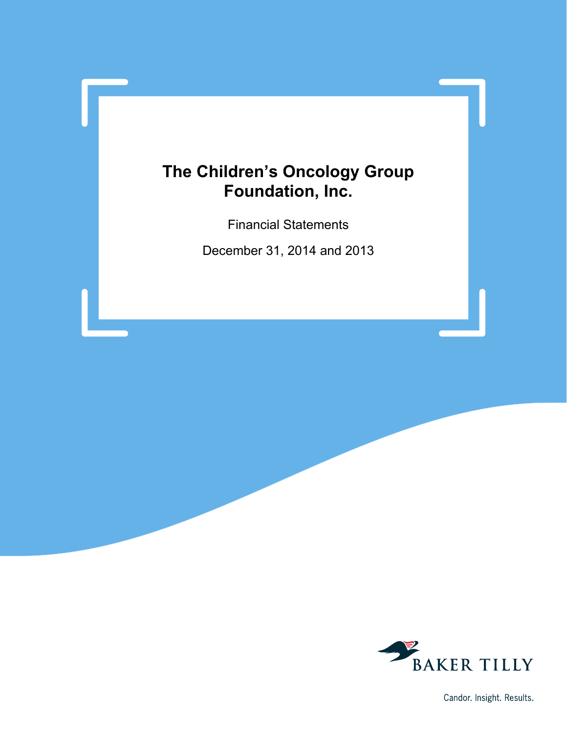# The Children's Oncology Group Foundation, Inc.

Financial Statements

December 31, 2014 and 2013

BAKER TILLY

Candor. Insight. Results.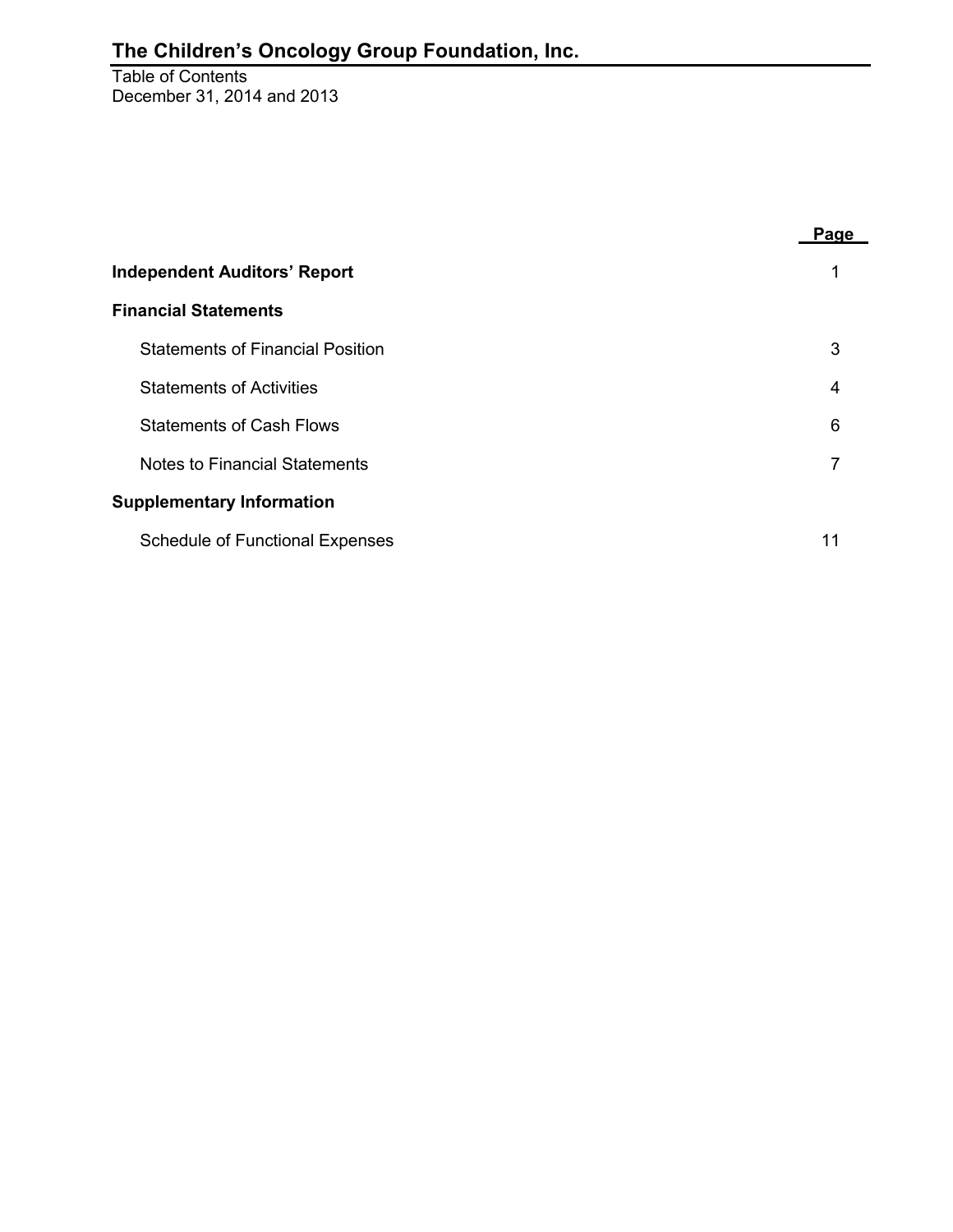# The Children's Oncology Group Foundation, Inc.

Table of Contents
December 31, 2014 and 2013

| | Page |
|---|---|
| **Independent Auditors' Report** | 1 |
| **Financial Statements** | |
| Statements of Financial Position | 3 |
| Statements of Activities | 4 |
| Statements of Cash Flows | 6 |
| Notes to Financial Statements | 7 |
| **Supplementary Information** | |
| Schedule of Functional Expenses | 11 |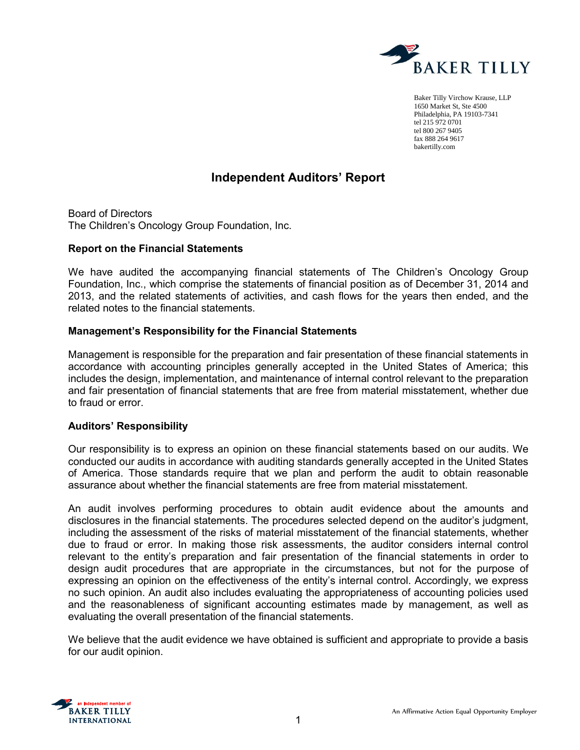Baker Tilly Virchow Krause, LLP
1650 Market St, Ste 4500
Philadelphia, PA 19103-7341
tel 215 972 0701
tel 800 267 9405
fax 888 264 9617
bakertilly.com

# Independent Auditors' Report

Board of Directors
The Children's Oncology Group Foundation, Inc.

### Report on the Financial Statements

We have audited the accompanying financial statements of The Children's Oncology Group Foundation, Inc., which comprise the statements of financial position as of December 31, 2014 and 2013, and the related statements of activities, and cash flows for the years then ended, and the related notes to the financial statements.

### Management's Responsibility for the Financial Statements

Management is responsible for the preparation and fair presentation of these financial statements in accordance with accounting principles generally accepted in the United States of America; this includes the design, implementation, and maintenance of internal control relevant to the preparation and fair presentation of financial statements that are free from material misstatement, whether due to fraud or error.

### Auditors' Responsibility

Our responsibility is to express an opinion on these financial statements based on our audits. We conducted our audits in accordance with auditing standards generally accepted in the United States of America. Those standards require that we plan and perform the audit to obtain reasonable assurance about whether the financial statements are free from material misstatement.

An audit involves performing procedures to obtain audit evidence about the amounts and disclosures in the financial statements. The procedures selected depend on the auditor's judgment, including the assessment of the risks of material misstatement of the financial statements, whether due to fraud or error. In making those risk assessments, the auditor considers internal control relevant to the entity's preparation and fair presentation of the financial statements in order to design audit procedures that are appropriate in the circumstances, but not for the purpose of expressing an opinion on the effectiveness of the entity's internal control. Accordingly, we express no such opinion. An audit also includes evaluating the appropriateness of accounting policies used and the reasonableness of significant accounting estimates made by management, as well as evaluating the overall presentation of the financial statements.

We believe that the audit evidence we have obtained is sufficient and appropriate to provide a basis for our audit opinion.

An independent member of BAKER TILLY INTERNATIONAL

An Affirmative Action Equal Opportunity Employer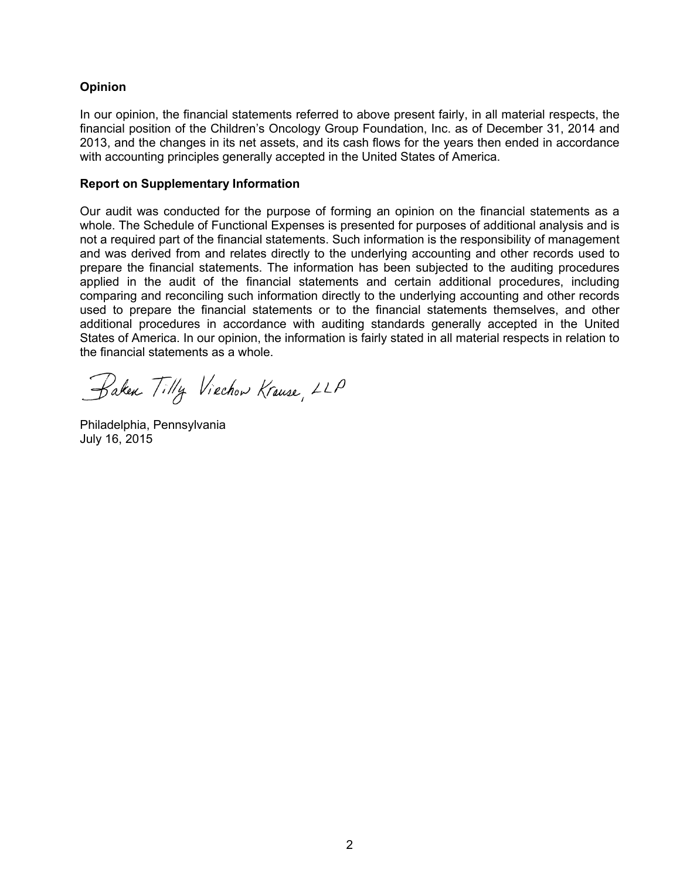**Opinion**

In our opinion, the financial statements referred to above present fairly, in all material respects, the financial position of the Children's Oncology Group Foundation, Inc. as of December 31, 2014 and 2013, and the changes in its net assets, and its cash flows for the years then ended in accordance with accounting principles generally accepted in the United States of America.

**Report on Supplementary Information**

Our audit was conducted for the purpose of forming an opinion on the financial statements as a whole. The Schedule of Functional Expenses is presented for purposes of additional analysis and is not a required part of the financial statements. Such information is the responsibility of management and was derived from and relates directly to the underlying accounting and other records used to prepare the financial statements. The information has been subjected to the auditing procedures applied in the audit of the financial statements and certain additional procedures, including comparing and reconciling such information directly to the underlying accounting and other records used to prepare the financial statements or to the financial statements themselves, and other additional procedures in accordance with auditing standards generally accepted in the United States of America. In our opinion, the information is fairly stated in all material respects in relation to the financial statements as a whole.

Baker Tilly Virchow Krause, LLP

Philadelphia, Pennsylvania
July 16, 2015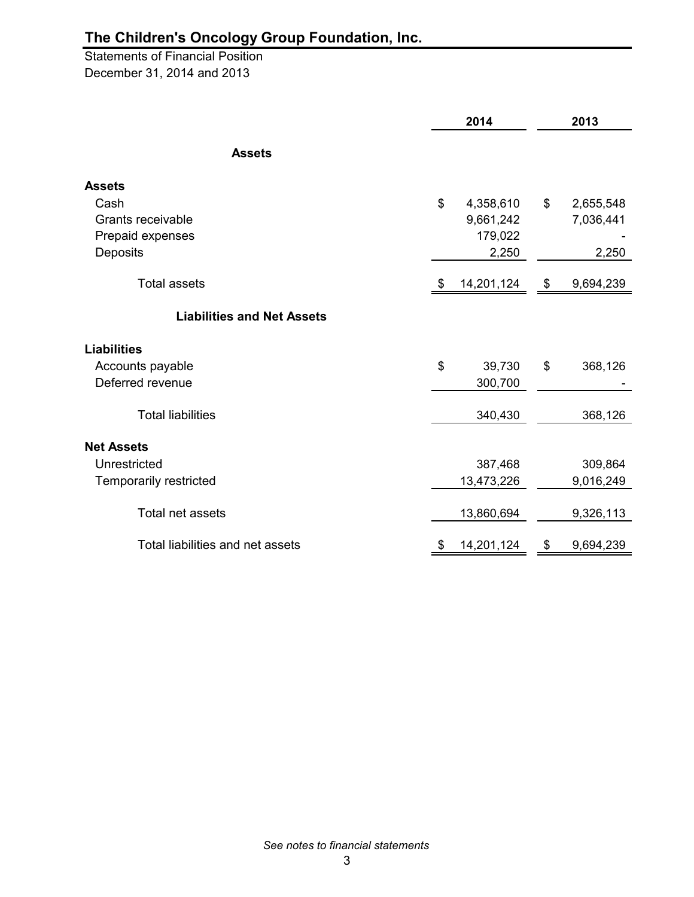# The Children's Oncology Group Foundation, Inc.

Statements of Financial Position

December 31, 2014 and 2013

| | 2014 | 2013 |
|---|---|---|
| **Assets** | | |
| **Assets** | | |
| Cash | $ 4,358,610 | $ 2,655,548 |
| Grants receivable | 9,661,242 | 7,036,441 |
| Prepaid expenses | 179,022 | - |
| Deposits | 2,250 | 2,250 |
| Total assets | $ 14,201,124 | $ 9,694,239 |
| **Liabilities and Net Assets** | | |
| **Liabilities** | | |
| Accounts payable | $ 39,730 | $ 368,126 |
| Deferred revenue | 300,700 | - |
| Total liabilities | 340,430 | 368,126 |
| **Net Assets** | | |
| Unrestricted | 387,468 | 309,864 |
| Temporarily restricted | 13,473,226 | 9,016,249 |
| Total net assets | 13,860,694 | 9,326,113 |
| Total liabilities and net assets | $ 14,201,124 | $ 9,694,239 |

*See notes to financial statements*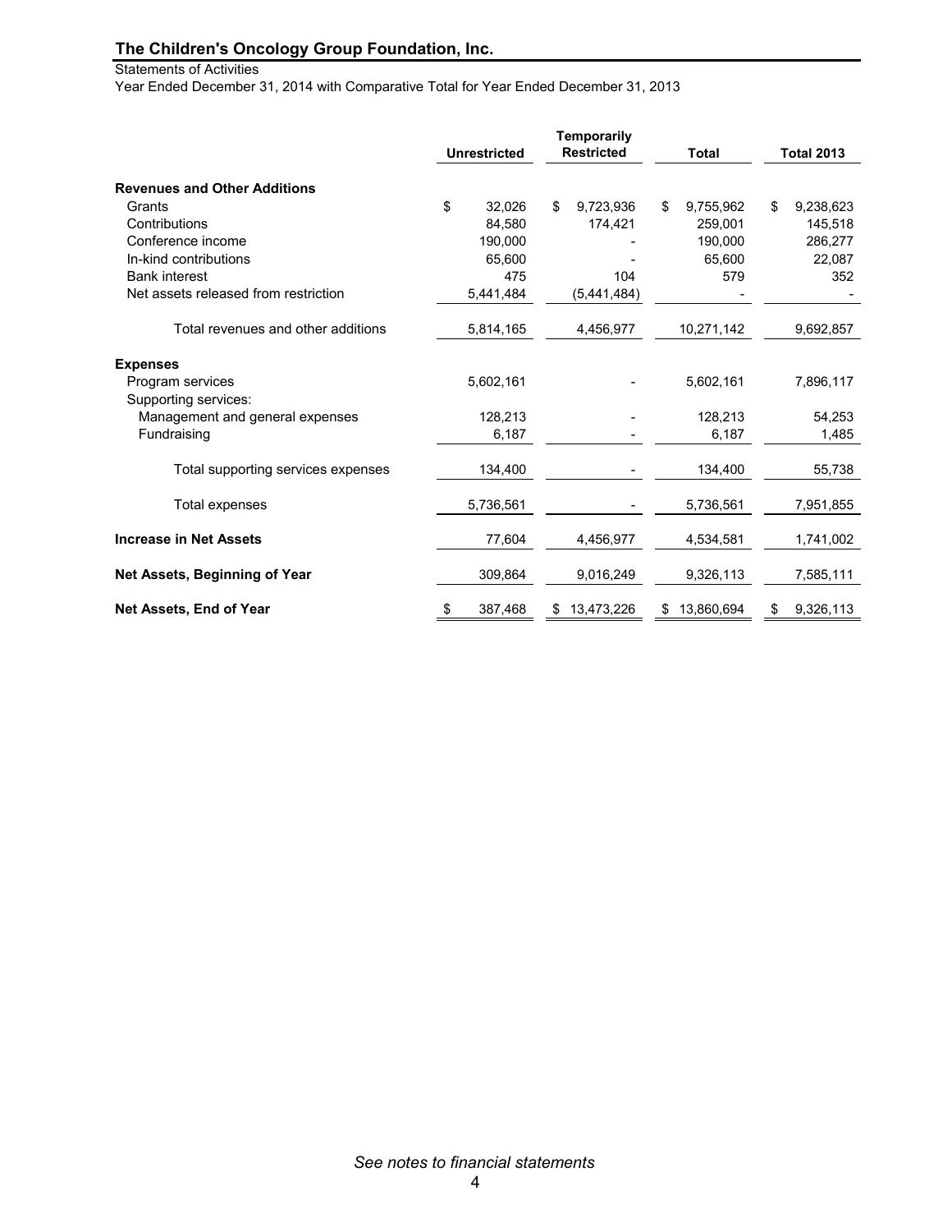# The Children's Oncology Group Foundation, Inc.

Statements of Activities

Year Ended December 31, 2014 with Comparative Total for Year Ended December 31, 2013

| | Unrestricted | Temporarily Restricted | Total | Total 2013 |
|---|---|---|---|---|
| **Revenues and Other Additions** | | | | |
| Grants | $ 32,026 | $ 9,723,936 | $ 9,755,962 | $ 9,238,623 |
| Contributions | 84,580 | 174,421 | 259,001 | 145,518 |
| Conference income | 190,000 | - | 190,000 | 286,277 |
| In-kind contributions | 65,600 | - | 65,600 | 22,087 |
| Bank interest | 475 | 104 | 579 | 352 |
| Net assets released from restriction | 5,441,484 | (5,441,484) | - | - |
| Total revenues and other additions | 5,814,165 | 4,456,977 | 10,271,142 | 9,692,857 |
| **Expenses** | | | | |
| Program services | 5,602,161 | - | 5,602,161 | 7,896,117 |
| Supporting services: | | | | |
| Management and general expenses | 128,213 | - | 128,213 | 54,253 |
| Fundraising | 6,187 | - | 6,187 | 1,485 |
| Total supporting services expenses | 134,400 | - | 134,400 | 55,738 |
| Total expenses | 5,736,561 | - | 5,736,561 | 7,951,855 |
| **Increase in Net Assets** | 77,604 | 4,456,977 | 4,534,581 | 1,741,002 |
| **Net Assets, Beginning of Year** | 309,864 | 9,016,249 | 9,326,113 | 7,585,111 |
| **Net Assets, End of Year** | $ 387,468 | $ 13,473,226 | $ 13,860,694 | $ 9,326,113 |

*See notes to financial statements*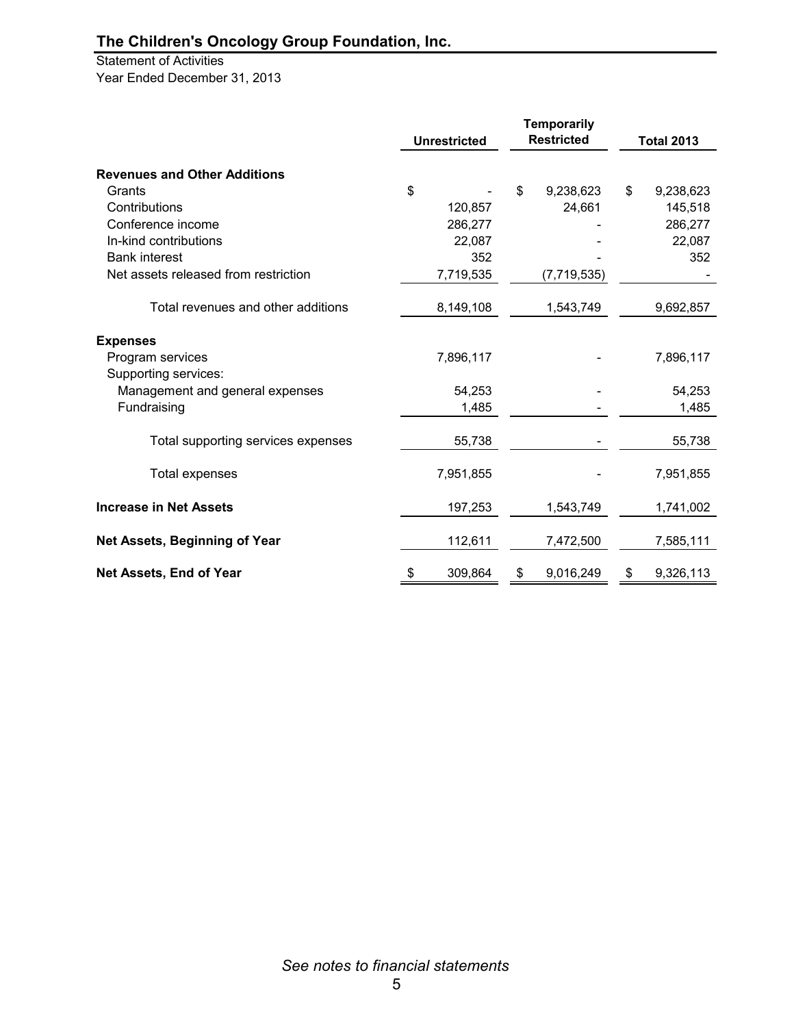# The Children's Oncology Group Foundation, Inc.

Statement of Activities
Year Ended December 31, 2013

| | Unrestricted | Temporarily Restricted | Total 2013 |
|---|---|---|---|
| **Revenues and Other Additions** | | | |
| Grants | $ - | $ 9,238,623 | $ 9,238,623 |
| Contributions | 120,857 | 24,661 | 145,518 |
| Conference income | 286,277 | - | 286,277 |
| In-kind contributions | 22,087 | - | 22,087 |
| Bank interest | 352 | - | 352 |
| Net assets released from restriction | 7,719,535 | (7,719,535) | - |
| Total revenues and other additions | 8,149,108 | 1,543,749 | 9,692,857 |
| **Expenses** | | | |
| Program services | 7,896,117 | - | 7,896,117 |
| Supporting services: | | | |
| Management and general expenses | 54,253 | - | 54,253 |
| Fundraising | 1,485 | - | 1,485 |
| Total supporting services expenses | 55,738 | - | 55,738 |
| Total expenses | 7,951,855 | - | 7,951,855 |
| **Increase in Net Assets** | 197,253 | 1,543,749 | 1,741,002 |
| **Net Assets, Beginning of Year** | 112,611 | 7,472,500 | 7,585,111 |
| **Net Assets, End of Year** | $ 309,864 | $ 9,016,249 | $ 9,326,113 |

*See notes to financial statements*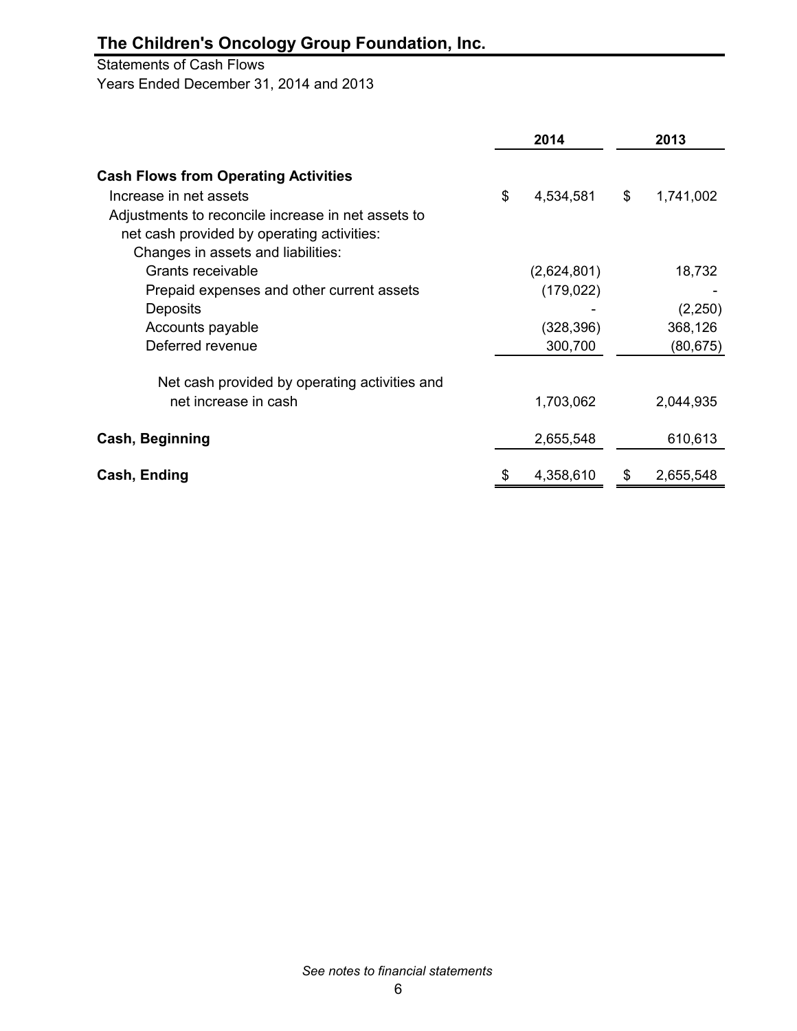# The Children's Oncology Group Foundation, Inc.

Statements of Cash Flows
Years Ended December 31, 2014 and 2013

| | 2014 | 2013 |
|---|---|---|
| **Cash Flows from Operating Activities** | | |
| Increase in net assets | $ 4,534,581 | $ 1,741,002 |
| Adjustments to reconcile increase in net assets to net cash provided by operating activities: | | |
| Changes in assets and liabilities: | | |
| Grants receivable | (2,624,801) | 18,732 |
| Prepaid expenses and other current assets | (179,022) | - |
| Deposits | - | (2,250) |
| Accounts payable | (328,396) | 368,126 |
| Deferred revenue | 300,700 | (80,675) |
| Net cash provided by operating activities and net increase in cash | 1,703,062 | 2,044,935 |
| **Cash, Beginning** | 2,655,548 | 610,613 |
| **Cash, Ending** | $ 4,358,610 | $ 2,655,548 |

*See notes to financial statements*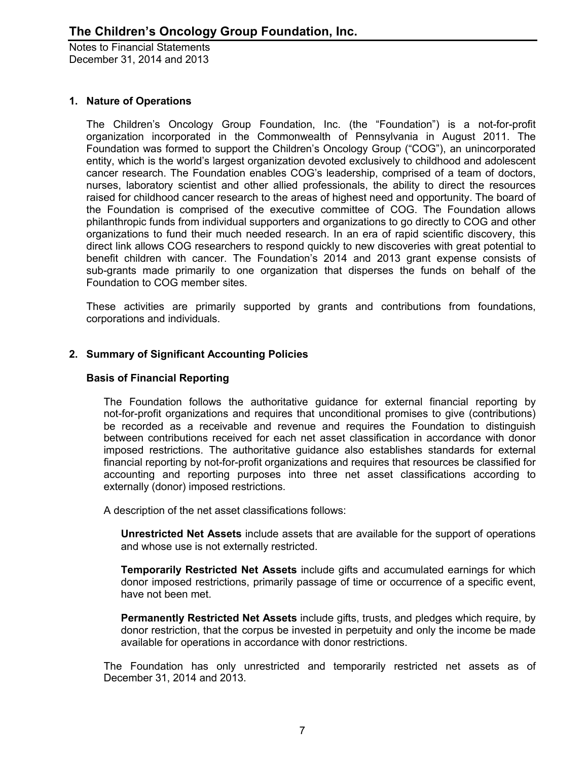## 1. Nature of Operations

The Children's Oncology Group Foundation, Inc. (the "Foundation") is a not-for-profit organization incorporated in the Commonwealth of Pennsylvania in August 2011. The Foundation was formed to support the Children's Oncology Group ("COG"), an unincorporated entity, which is the world's largest organization devoted exclusively to childhood and adolescent cancer research. The Foundation enables COG's leadership, comprised of a team of doctors, nurses, laboratory scientist and other allied professionals, the ability to direct the resources raised for childhood cancer research to the areas of highest need and opportunity. The board of the Foundation is comprised of the executive committee of COG. The Foundation allows philanthropic funds from individual supporters and organizations to go directly to COG and other organizations to fund their much needed research. In an era of rapid scientific discovery, this direct link allows COG researchers to respond quickly to new discoveries with great potential to benefit children with cancer. The Foundation's 2014 and 2013 grant expense consists of sub-grants made primarily to one organization that disperses the funds on behalf of the Foundation to COG member sites.

These activities are primarily supported by grants and contributions from foundations, corporations and individuals.

## 2. Summary of Significant Accounting Policies

### Basis of Financial Reporting

The Foundation follows the authoritative guidance for external financial reporting by not-for-profit organizations and requires that unconditional promises to give (contributions) be recorded as a receivable and revenue and requires the Foundation to distinguish between contributions received for each net asset classification in accordance with donor imposed restrictions. The authoritative guidance also establishes standards for external financial reporting by not-for-profit organizations and requires that resources be classified for accounting and reporting purposes into three net asset classifications according to externally (donor) imposed restrictions.

A description of the net asset classifications follows:

**Unrestricted Net Assets** include assets that are available for the support of operations and whose use is not externally restricted.

**Temporarily Restricted Net Assets** include gifts and accumulated earnings for which donor imposed restrictions, primarily passage of time or occurrence of a specific event, have not been met.

**Permanently Restricted Net Assets** include gifts, trusts, and pledges which require, by donor restriction, that the corpus be invested in perpetuity and only the income be made available for operations in accordance with donor restrictions.

The Foundation has only unrestricted and temporarily restricted net assets as of December 31, 2014 and 2013.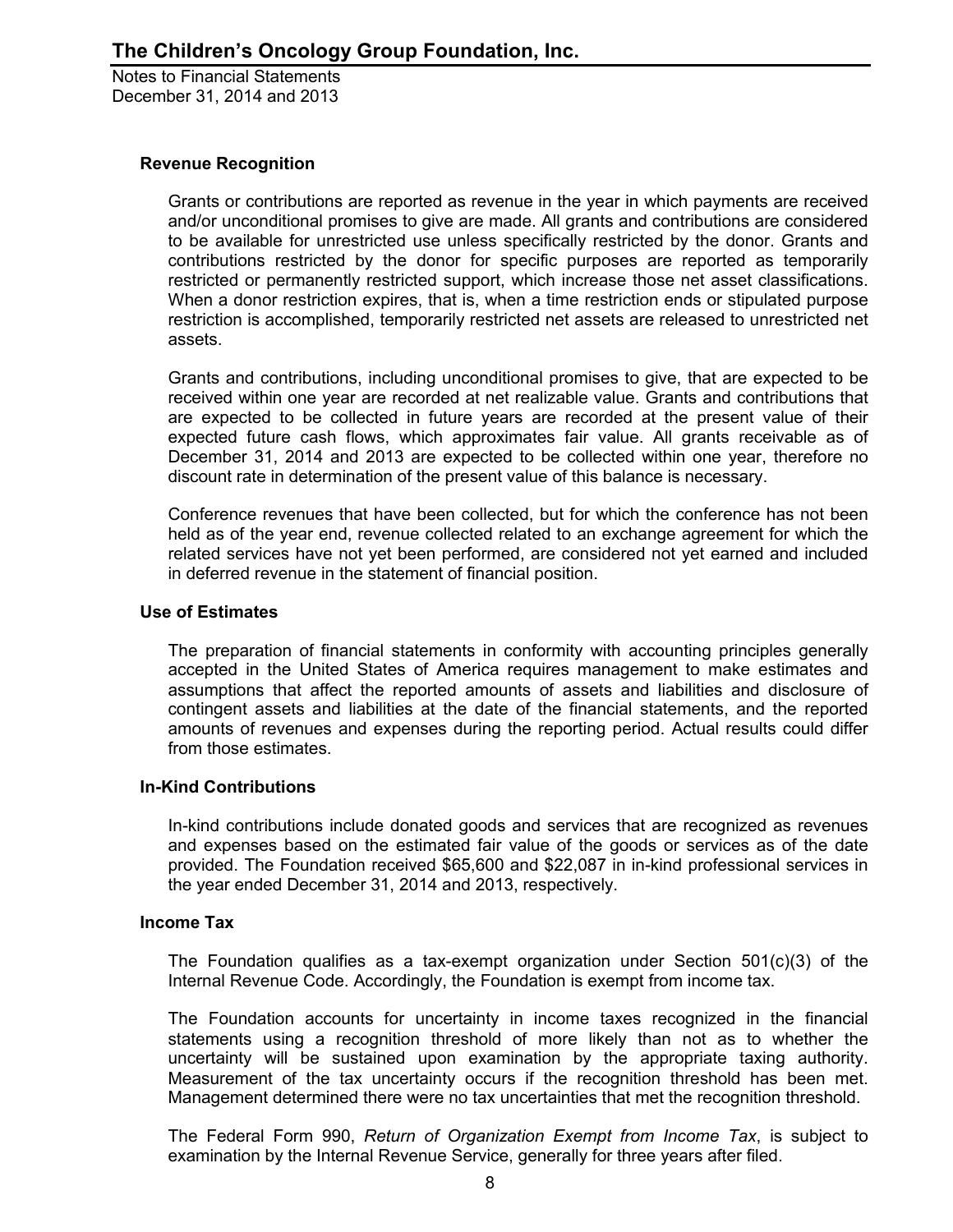### Revenue Recognition

Grants or contributions are reported as revenue in the year in which payments are received and/or unconditional promises to give are made. All grants and contributions are considered to be available for unrestricted use unless specifically restricted by the donor. Grants and contributions restricted by the donor for specific purposes are reported as temporarily restricted or permanently restricted support, which increase those net asset classifications. When a donor restriction expires, that is, when a time restriction ends or stipulated purpose restriction is accomplished, temporarily restricted net assets are released to unrestricted net assets.

Grants and contributions, including unconditional promises to give, that are expected to be received within one year are recorded at net realizable value. Grants and contributions that are expected to be collected in future years are recorded at the present value of their expected future cash flows, which approximates fair value. All grants receivable as of December 31, 2014 and 2013 are expected to be collected within one year, therefore no discount rate in determination of the present value of this balance is necessary.

Conference revenues that have been collected, but for which the conference has not been held as of the year end, revenue collected related to an exchange agreement for which the related services have not yet been performed, are considered not yet earned and included in deferred revenue in the statement of financial position.

### Use of Estimates

The preparation of financial statements in conformity with accounting principles generally accepted in the United States of America requires management to make estimates and assumptions that affect the reported amounts of assets and liabilities and disclosure of contingent assets and liabilities at the date of the financial statements, and the reported amounts of revenues and expenses during the reporting period. Actual results could differ from those estimates.

### In-Kind Contributions

In-kind contributions include donated goods and services that are recognized as revenues and expenses based on the estimated fair value of the goods or services as of the date provided. The Foundation received $65,600 and $22,087 in in-kind professional services in the year ended December 31, 2014 and 2013, respectively.

### Income Tax

The Foundation qualifies as a tax-exempt organization under Section 501(c)(3) of the Internal Revenue Code. Accordingly, the Foundation is exempt from income tax.

The Foundation accounts for uncertainty in income taxes recognized in the financial statements using a recognition threshold of more likely than not as to whether the uncertainty will be sustained upon examination by the appropriate taxing authority. Measurement of the tax uncertainty occurs if the recognition threshold has been met. Management determined there were no tax uncertainties that met the recognition threshold.

The Federal Form 990, *Return of Organization Exempt from Income Tax*, is subject to examination by the Internal Revenue Service, generally for three years after filed.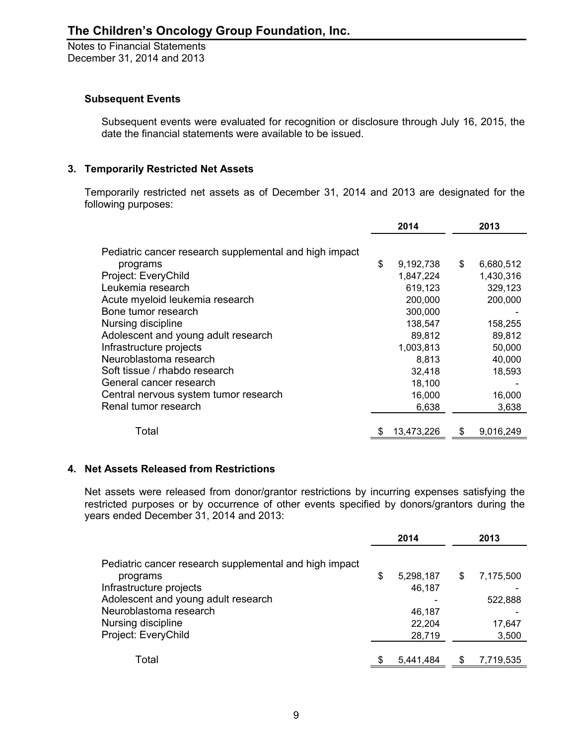### Subsequent Events

Subsequent events were evaluated for recognition or disclosure through July 16, 2015, the date the financial statements were available to be issued.

## 3. Temporarily Restricted Net Assets

Temporarily restricted net assets as of December 31, 2014 and 2013 are designated for the following purposes:

| | 2014 | 2013 |
|---|---|---|
| Pediatric cancer research supplemental and high impact programs | $ 9,192,738 | $ 6,680,512 |
| Project: EveryChild | 1,847,224 | 1,430,316 |
| Leukemia research | 619,123 | 329,123 |
| Acute myeloid leukemia research | 200,000 | 200,000 |
| Bone tumor research | 300,000 | - |
| Nursing discipline | 138,547 | 158,255 |
| Adolescent and young adult research | 89,812 | 89,812 |
| Infrastructure projects | 1,003,813 | 50,000 |
| Neuroblastoma research | 8,813 | 40,000 |
| Soft tissue / rhabdo research | 32,418 | 18,593 |
| General cancer research | 18,100 | - |
| Central nervous system tumor research | 16,000 | 16,000 |
| Renal tumor research | 6,638 | 3,638 |
| Total | $ 13,473,226 | $ 9,016,249 |

## 4. Net Assets Released from Restrictions

Net assets were released from donor/grantor restrictions by incurring expenses satisfying the restricted purposes or by occurrence of other events specified by donors/grantors during the years ended December 31, 2014 and 2013:

| | 2014 | 2013 |
|---|---|---|
| Pediatric cancer research supplemental and high impact programs | $ 5,298,187 | $ 7,175,500 |
| Infrastructure projects | 46,187 | - |
| Adolescent and young adult research | - | 522,888 |
| Neuroblastoma research | 46,187 | - |
| Nursing discipline | 22,204 | 17,647 |
| Project: EveryChild | 28,719 | 3,500 |
| Total | $ 5,441,484 | $ 7,719,535 |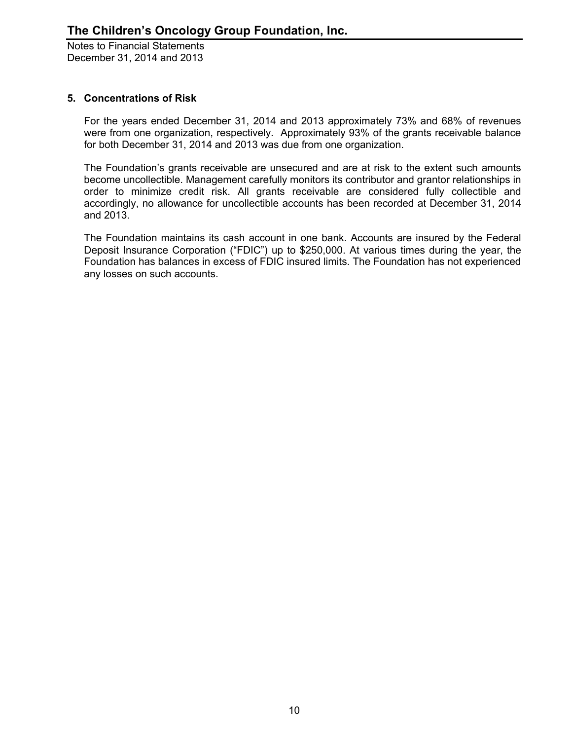## 5. Concentrations of Risk

For the years ended December 31, 2014 and 2013 approximately 73% and 68% of revenues were from one organization, respectively. Approximately 93% of the grants receivable balance for both December 31, 2014 and 2013 was due from one organization.

The Foundation's grants receivable are unsecured and are at risk to the extent such amounts become uncollectible. Management carefully monitors its contributor and grantor relationships in order to minimize credit risk. All grants receivable are considered fully collectible and accordingly, no allowance for uncollectible accounts has been recorded at December 31, 2014 and 2013.

The Foundation maintains its cash account in one bank. Accounts are insured by the Federal Deposit Insurance Corporation ("FDIC") up to $250,000. At various times during the year, the Foundation has balances in excess of FDIC insured limits. The Foundation has not experienced any losses on such accounts.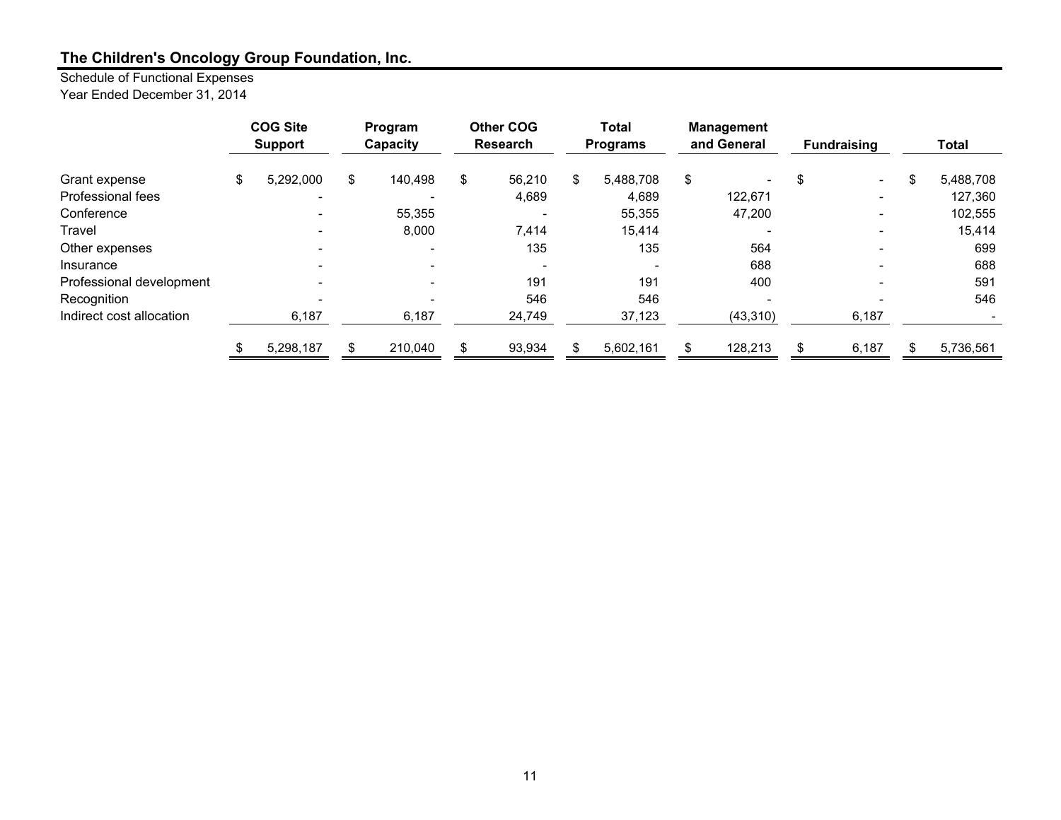**The Children's Oncology Group Foundation, Inc.**

Schedule of Functional Expenses
Year Ended December 31, 2014

| | COG Site Support | Program Capacity | Other COG Research | Total Programs | Management and General | Fundraising | Total |
|---|---|---|---|---|---|---|---|
| Grant expense | $ 5,292,000 | $ 140,498 | $ 56,210 | $ 5,488,708 | $ - | $ - | $ 5,488,708 |
| Professional fees | - | - | 4,689 | 4,689 | 122,671 | - | 127,360 |
| Conference | - | 55,355 | - | 55,355 | 47,200 | - | 102,555 |
| Travel | - | 8,000 | 7,414 | 15,414 | - | - | 15,414 |
| Other expenses | - | - | 135 | 135 | 564 | - | 699 |
| Insurance | - | - | - | - | 688 | - | 688 |
| Professional development | - | - | 191 | 191 | 400 | - | 591 |
| Recognition | - | - | 546 | 546 | - | - | 546 |
| Indirect cost allocation | 6,187 | 6,187 | 24,749 | 37,123 | (43,310) | 6,187 | - |
| | $ 5,298,187 | $ 210,040 | $ 93,934 | $ 5,602,161 | $ 128,213 | $ 6,187 | $ 5,736,561 |